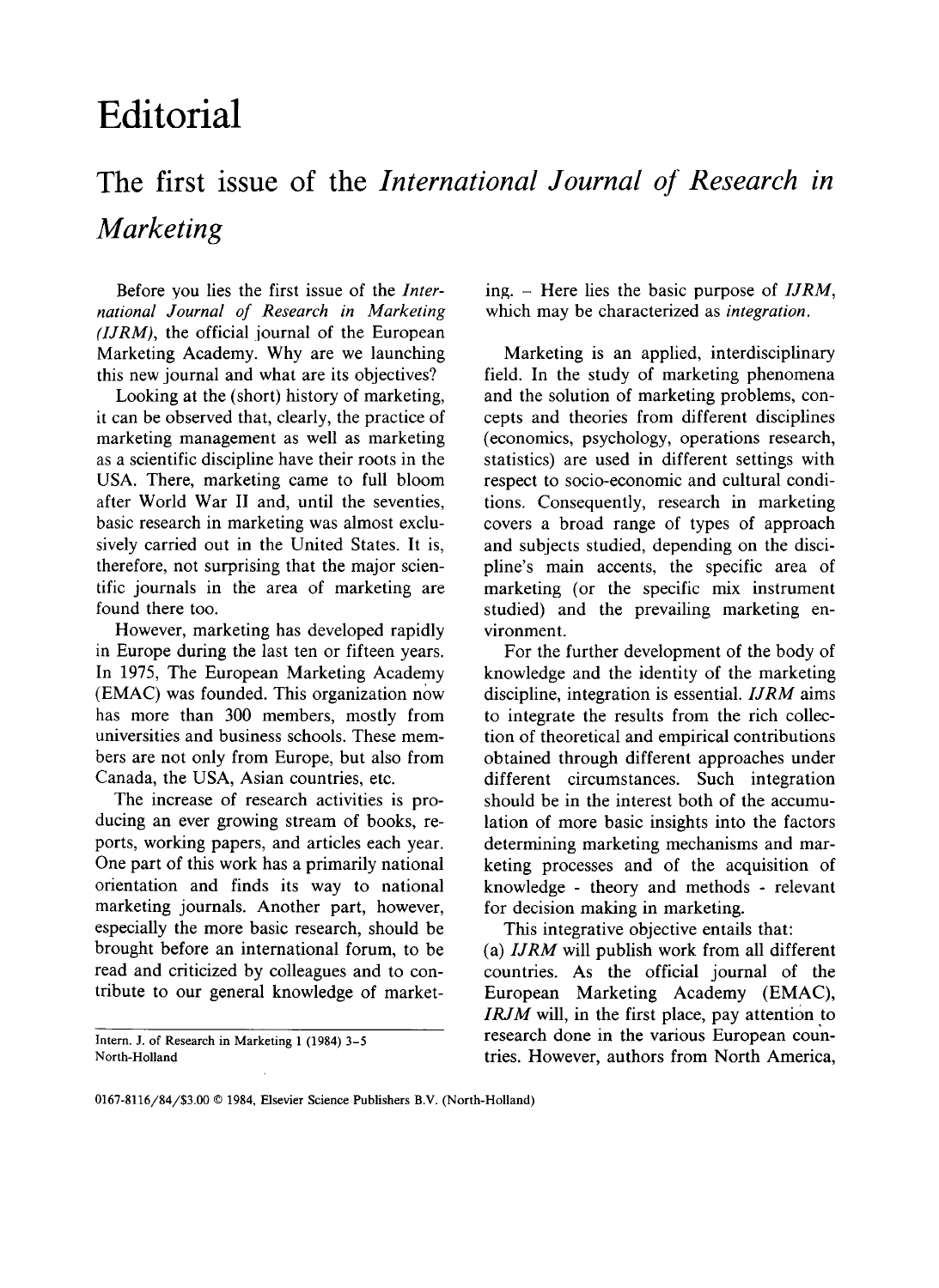# Editorial

## The first issue of the *International Journal of Research in Marketing*

Before you lies the first issue of the *International Journal of Research in Marketing (IJRM)*, the official journal of the European Marketing Academy. Why are we launching this new journal and what are its objectives?

Looking at the (short) history of marketing, it can be observed that, clearly, the practice of marketing management as well as marketing as a scientific discipline have their roots in the USA. There, marketing came to full bloom after World War II and, until the seventies, basic research in marketing was almost exclusively carried out in the United States. It is, therefore, not surprising that the major scientific journals in the area of marketing are found there too.

However, marketing has developed rapidly in Europe during the last ten or fifteen years. In 1975, The European Marketing Academy (EMAC) was founded. This organization now has more than 300 members, mostly from universities and business schools. These members are not only from Europe, but also from Canada, the USA, Asian countries, etc.

The increase of research activities is producing an ever growing stream of books, reports, working papers, and articles each year. One part of this work has a primarily national orientation and finds its way to national marketing journals. Another part, however, especially the more basic research, should be brought before an international forum, to be read and criticized by colleagues and to contribute to our general knowledge of marketing. – Here lies the basic purpose of *IJRM*, which may be characterized as *integration*.

Marketing is an applied, interdisciplinary field. In the study of marketing phenomena and the solution of marketing problems, concepts and theories from different disciplines (economics, psychology, operations research, statistics) are used in different settings with respect to socio-economic and cultural conditions. Consequently, research in marketing covers a broad range of types of approach and subjects studied, depending on the discipline's main accents, the specific area of marketing (or the specific mix instrument studied) and the prevailing marketing environment.

For the further development of the body of knowledge and the identity of the marketing discipline, integration is essential. *IJRM* aims to integrate the results from the rich collection of theoretical and empirical contributions obtained through different approaches under different circumstances. Such integration should be in the interest both of the accumulation of more basic insights into the factors determining marketing mechanisms and marketing processes and of the acquisition of knowledge - theory and methods - relevant for decision making in marketing.

This integrative objective entails that:

(a) *IJRM* will publish work from all different countries. As the official journal of the European Marketing Academy (EMAC), *IRJM* will, in the first place, pay attention to research done in the various European countries. However, authors from North America,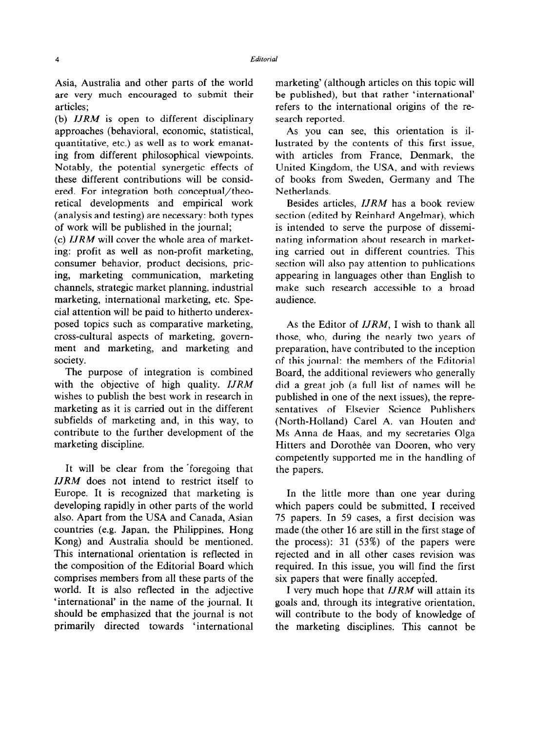Asia, Australia and other parts of the world are very much encouraged to submit their articles;

(b) *IJRM* is open to different disciplinary approaches (behavioral, economic, statistical, quantitative, etc.) as well as to work emanating from different philosophical viewpoints. Notably, the potential synergetic effects of these different contributions will be considered. For integration both conceptual/theoretical developments and empirical work (analysis and testing) are necessary: both types of work will be published in the journal;

(c) *IJRM* will cover the whole area of marketing: profit as well as non-profit marketing, consumer behavior, product decisions, pricing, marketing communication, marketing channels, strategic market planning, industrial marketing, international marketing, etc. Special attention will be paid to hitherto underexposed topics such as comparative marketing, cross-cultural aspects of marketing, government and marketing, and marketing and society.

The purpose of integration is combined with the objective of high quality. *IJRM* wishes to publish the best work in research in marketing as it is carried out in the different subfields of marketing and, in this way, to contribute to the further development of the marketing discipline.

It will be clear from the foregoing that *IJRM* does not intend to restrict itself to Europe. It is recognized that marketing is developing rapidly in other parts of the world also. Apart from the USA and Canada, Asian countries (e.g. Japan, the Philippines, Hong Kong) and Australia should be mentioned. This international orientation is reflected in the composition of the Editorial Board which comprises members from all these parts of the world. It is also reflected in the adjective 'international' in the name of the journal. It should be emphasized that the journal is not primarily directed towards 'international marketing' (although articles on this topic will be published), but that rather 'international' refers to the international origins of the research reported.

As you can see, this orientation is illustrated by the contents of this first issue, with articles from France, Denmark, the United Kingdom, the USA, and with reviews of books from Sweden, Germany and The Netherlands.

Besides articles, *IJRM* has a book review section (edited by Reinhard Angelmar), which is intended to serve the purpose of disseminating information about research in marketing carried out in different countries. This section will also pay attention to publications appearing in languages other than English to make such research accessible to a broad audience.

As the Editor of *IJRM*, I wish to thank all those, who, during the nearly two years of preparation, have contributed to the inception of this journal: the members of the Editorial Board, the additional reviewers who generally did a great job (a full list of names will be published in one of the next issues), the representatives of Elsevier Science Publishers (North-Holland) Carel A. van Houten and Ms Anna de Haas, and my secretaries Olga Hitters and Dorothée van Dooren, who very competently supported me in the handling of the papers.

In the little more than one year during which papers could be submitted, I received 75 papers. In 59 cases, a first decision was made (the other 16 are still in the first stage of the process): 31 (53%) of the papers were rejected and in all other cases revision was required. In this issue, you will find the first six papers that were finally accepted.

I very much hope that *IJRM* will attain its goals and, through its integrative orientation, will contribute to the body of knowledge of the marketing disciplines. This cannot be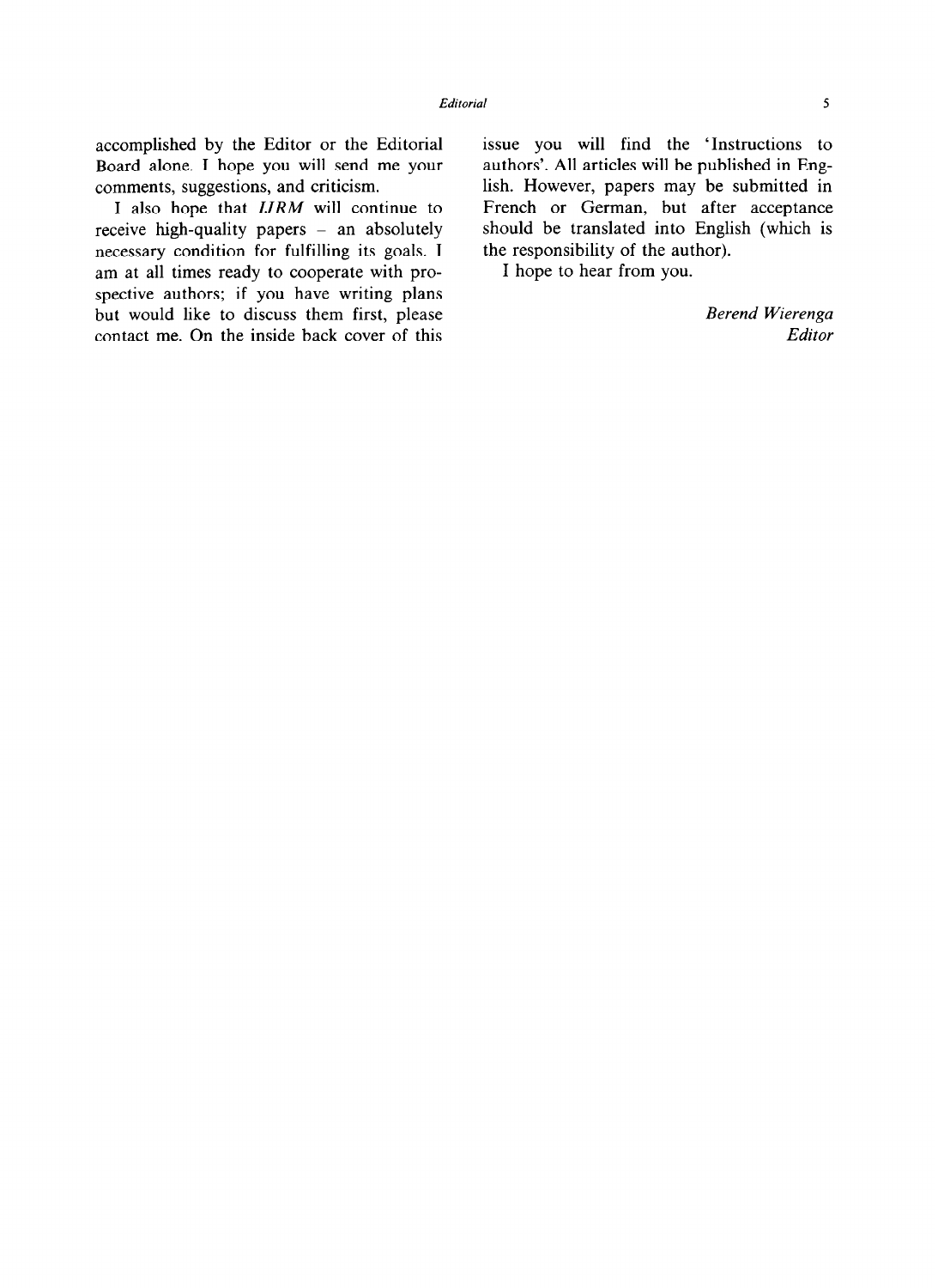accomplished by the Editor or the Editorial Board alone. I hope you will send me your comments, suggestions, and criticism.

I also hope that *IJRM* will continue to receive high-quality papers – an absolutely necessary condition for fulfilling its goals. I am at all times ready to cooperate with prospective authors; if you have writing plans but would like to discuss them first, please contact me. On the inside back cover of this issue you will find the 'Instructions to authors'. All articles will be published in English. However, papers may be submitted in French or German, but after acceptance should be translated into English (which is the responsibility of the author).

I hope to hear from you.

*Berend Wierenga*
*Editor*